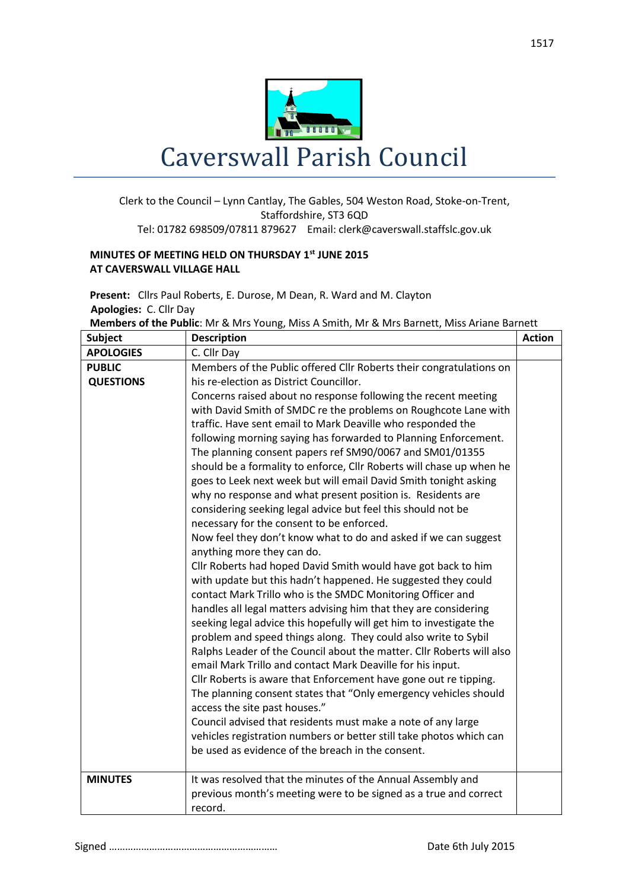# Caverswall Parish Council

Clerk to the Council – Lynn Cantlay, The Gables, 504 Weston Road, Stoke-on-Trent, Staffordshire, ST3 6QD
Tel: 01782 698509/07811 879627 Email: clerk@caverswall.staffslc.gov.uk

**MINUTES OF MEETING HELD ON THURSDAY 1st JUNE 2015**
**AT CAVERSWALL VILLAGE HALL**

**Present:** Cllrs Paul Roberts, E. Durose, M Dean, R. Ward and M. Clayton
**Apologies:** C. Cllr Day
**Members of the Public**: Mr & Mrs Young, Miss A Smith, Mr & Mrs Barnett, Miss Ariane Barnett

| Subject | Description | Action |
|---|---|---|
| **APOLOGIES** | C. Cllr Day | |
| **PUBLIC QUESTIONS** | Members of the Public offered Cllr Roberts their congratulations on his re-election as District Councillor.<br>Concerns raised about no response following the recent meeting with David Smith of SMDC re the problems on Roughcote Lane with traffic. Have sent email to Mark Deaville who responded the following morning saying has forwarded to Planning Enforcement. The planning consent papers ref SM90/0067 and SM01/01355 should be a formality to enforce, Cllr Roberts will chase up when he goes to Leek next week but will email David Smith tonight asking why no response and what present position is. Residents are considering seeking legal advice but feel this should not be necessary for the consent to be enforced.<br>Now feel they don't know what to do and asked if we can suggest anything more they can do.<br>Cllr Roberts had hoped David Smith would have got back to him with update but this hadn't happened. He suggested they could contact Mark Trillo who is the SMDC Monitoring Officer and handles all legal matters advising him that they are considering seeking legal advice this hopefully will get him to investigate the problem and speed things along. They could also write to Sybil Ralphs Leader of the Council about the matter. Cllr Roberts will also email Mark Trillo and contact Mark Deaville for his input.<br>Cllr Roberts is aware that Enforcement have gone out re tipping. The planning consent states that "Only emergency vehicles should access the site past houses."<br>Council advised that residents must make a note of any large vehicles registration numbers or better still take photos which can be used as evidence of the breach in the consent. | |
| **MINUTES** | It was resolved that the minutes of the Annual Assembly and previous month's meeting were to be signed as a true and correct record. | |

Signed ……………………………………………………… Date 6th July 2015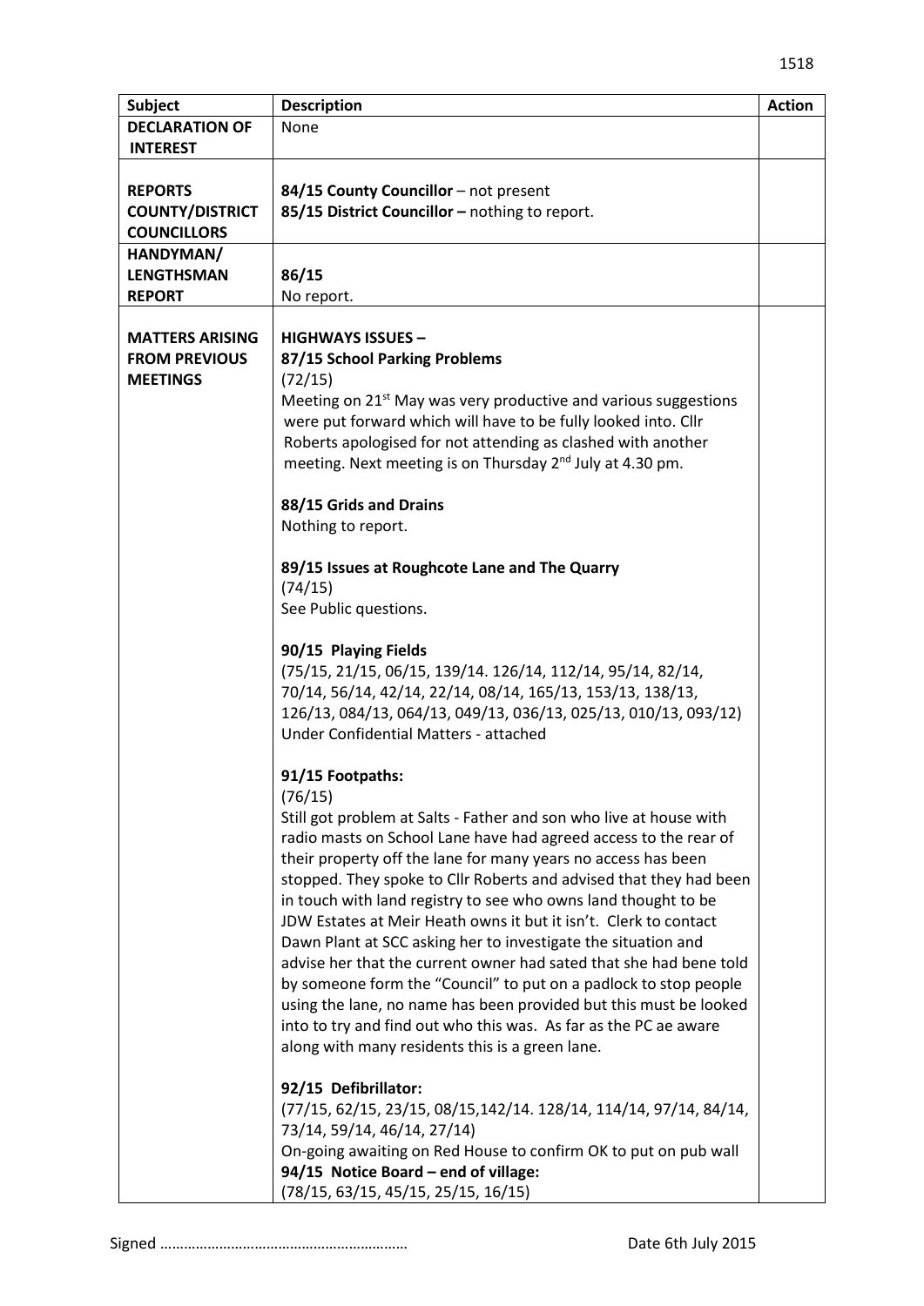| Subject | Description | Action |
|---|---|---|
| **DECLARATION OF INTEREST** | None | |
| **REPORTS COUNTY/DISTRICT COUNCILLORS** | **84/15 County Councillor** – not present<br>**85/15 District Councillor –** nothing to report. | |
| **HANDYMAN/ LENGTHSMAN REPORT** | **86/15**<br>No report. | |
| **MATTERS ARISING FROM PREVIOUS MEETINGS** | **HIGHWAYS ISSUES –**<br>**87/15 School Parking Problems**<br>(72/15)<br>Meeting on 21st May was very productive and various suggestions were put forward which will have to be fully looked into. Cllr Roberts apologised for not attending as clashed with another meeting. Next meeting is on Thursday 2nd July at 4.30 pm.<br><br>**88/15 Grids and Drains**<br>Nothing to report.<br><br>**89/15 Issues at Roughcote Lane and The Quarry**<br>(74/15)<br>See Public questions.<br><br>**90/15 Playing Fields**<br>(75/15, 21/15, 06/15, 139/14. 126/14, 112/14, 95/14, 82/14, 70/14, 56/14, 42/14, 22/14, 08/14, 165/13, 153/13, 138/13, 126/13, 084/13, 064/13, 049/13, 036/13, 025/13, 010/13, 093/12)<br>Under Confidential Matters - attached<br><br>**91/15 Footpaths:**<br>(76/15)<br>Still got problem at Salts - Father and son who live at house with radio masts on School Lane have had agreed access to the rear of their property off the lane for many years no access has been stopped. They spoke to Cllr Roberts and advised that they had been in touch with land registry to see who owns land thought to be JDW Estates at Meir Heath owns it but it isn't. Clerk to contact Dawn Plant at SCC asking her to investigate the situation and advise her that the current owner had sated that she had bene told by someone form the "Council" to put on a padlock to stop people using the lane, no name has been provided but this must be looked into to try and find out who this was. As far as the PC ae aware along with many residents this is a green lane.<br><br>**92/15 Defibrillator:**<br>(77/15, 62/15, 23/15, 08/15,142/14. 128/14, 114/14, 97/14, 84/14, 73/14, 59/14, 46/14, 27/14)<br>On-going awaiting on Red House to confirm OK to put on pub wall<br>**94/15 Notice Board – end of village:**<br>(78/15, 63/15, 45/15, 25/15, 16/15) | |

Signed …………………………………………………… Date 6th July 2015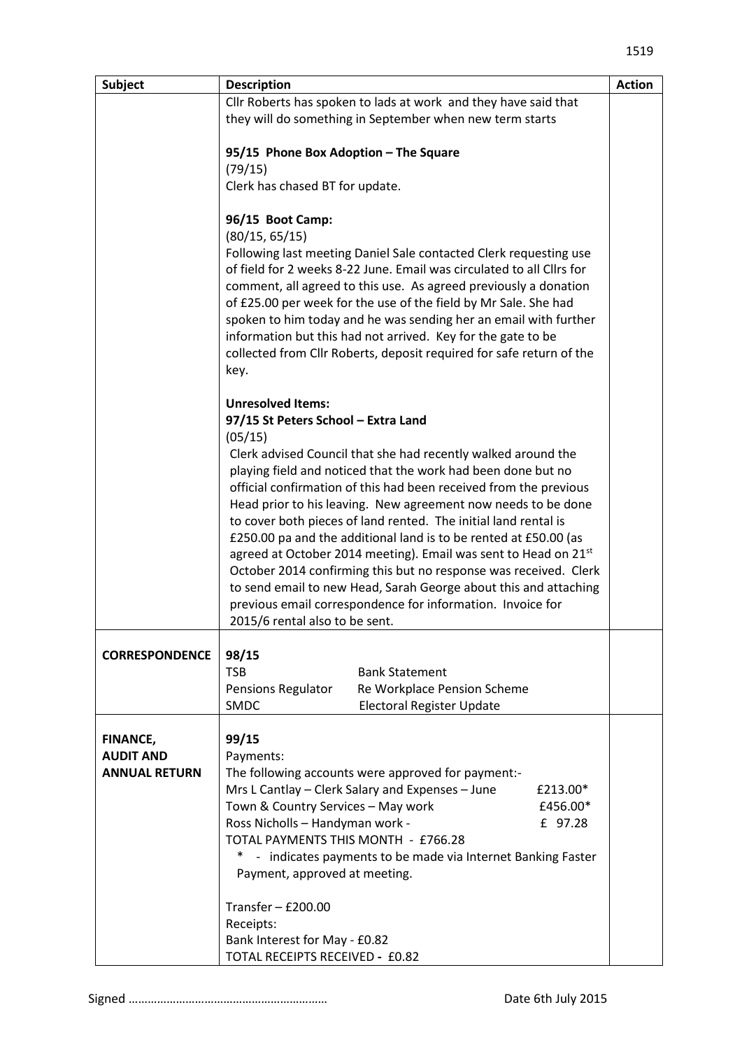| Subject | Description | Action |
|---|---|---|
| | Cllr Roberts has spoken to lads at work and they have said that they will do something in September when new term starts<br><br>**95/15 Phone Box Adoption – The Square**<br>(79/15)<br>Clerk has chased BT for update.<br><br>**96/15 Boot Camp:**<br>(80/15, 65/15)<br>Following last meeting Daniel Sale contacted Clerk requesting use of field for 2 weeks 8-22 June. Email was circulated to all Cllrs for comment, all agreed to this use. As agreed previously a donation of £25.00 per week for the use of the field by Mr Sale. She had spoken to him today and he was sending her an email with further information but this had not arrived. Key for the gate to be collected from Cllr Roberts, deposit required for safe return of the key.<br><br>**Unresolved Items:**<br>**97/15 St Peters School – Extra Land**<br>(05/15)<br>Clerk advised Council that she had recently walked around the playing field and noticed that the work had been done but no official confirmation of this had been received from the previous Head prior to his leaving. New agreement now needs to be done to cover both pieces of land rented. The initial land rental is £250.00 pa and the additional land is to be rented at £50.00 (as agreed at October 2014 meeting). Email was sent to Head on 21st October 2014 confirming this but no response was received. Clerk to send email to new Head, Sarah George about this and attaching previous email correspondence for information. Invoice for 2015/6 rental also to be sent. | |
| **CORRESPONDENCE** | **98/15**<br>TSB – Bank Statement<br>Pensions Regulator – Re Workplace Pension Scheme<br>SMDC – Electoral Register Update | |
| **FINANCE, AUDIT AND ANNUAL RETURN** | **99/15**<br>Payments:<br>The following accounts were approved for payment:-<br>Mrs L Cantlay – Clerk Salary and Expenses – June £213.00*<br>Town & Country Services – May work £456.00*<br>Ross Nicholls – Handyman work - £ 97.28<br>TOTAL PAYMENTS THIS MONTH - £766.28<br>* - indicates payments to be made via Internet Banking Faster Payment, approved at meeting.<br><br>Transfer – £200.00<br>Receipts:<br>Bank Interest for May - £0.82<br>TOTAL RECEIPTS RECEIVED - £0.82 | |

Signed ……………………………………………………… Date 6th July 2015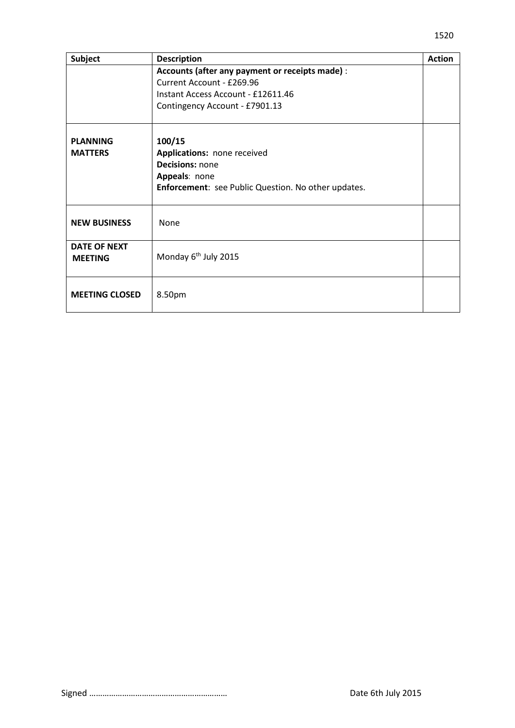| Subject | Description | Action |
|---|---|---|
| | **Accounts (after any payment or receipts made)** :<br>Current Account - £269.96<br>Instant Access Account - £12611.46<br>Contingency Account - £7901.13 | |
| **PLANNING MATTERS** | **100/15**<br>**Applications:** none received<br>**Decisions:** none<br>**Appeals**: none<br>**Enforcement**: see Public Question. No other updates. | |
| **NEW BUSINESS** | None | |
| **DATE OF NEXT MEETING** | Monday 6th July 2015 | |
| **MEETING CLOSED** | 8.50pm | |

Signed ……………………………………………………… Date 6th July 2015